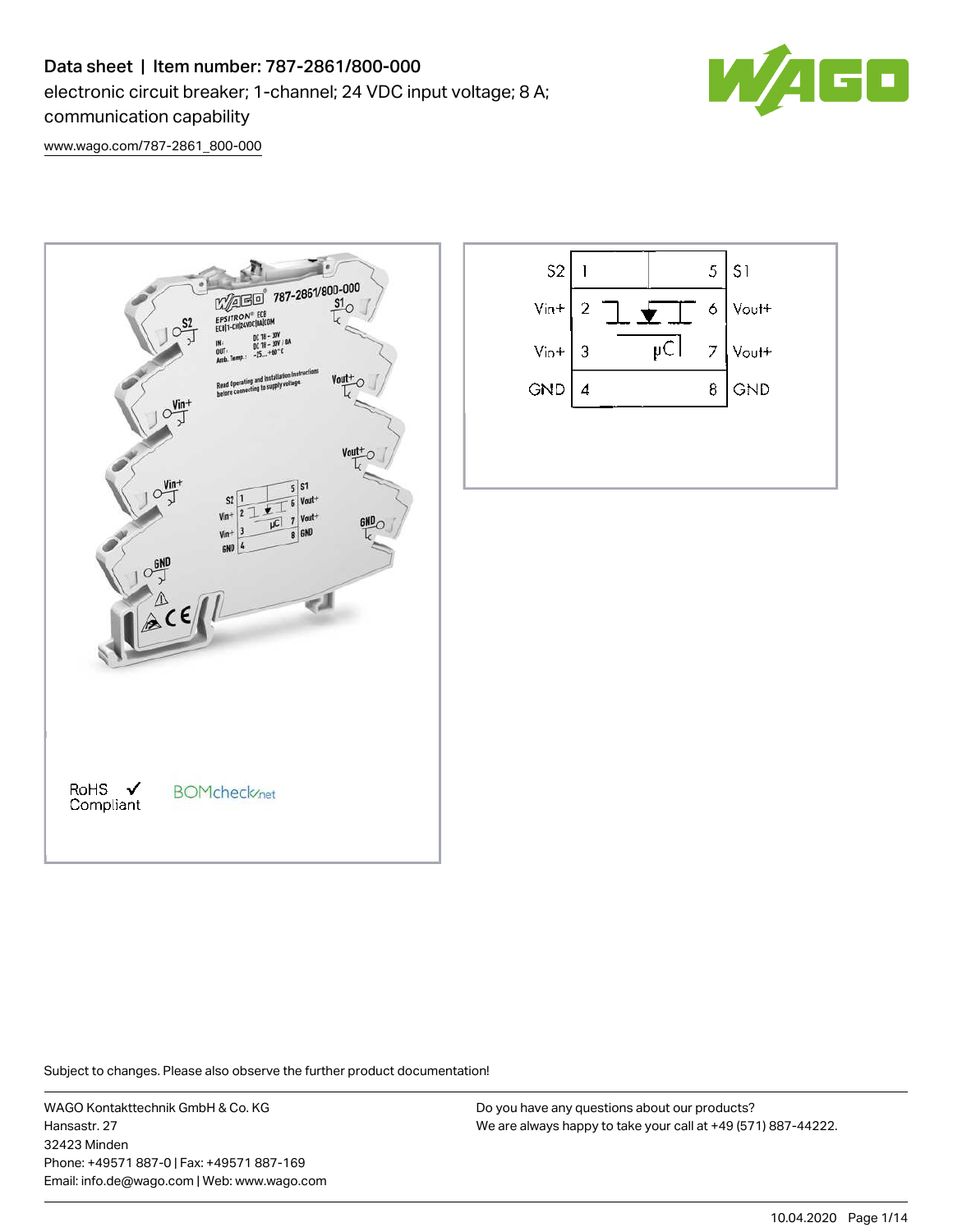# Data sheet | Item number: 787-2861/800-000

electronic circuit breaker; 1-channel; 24 VDC input voltage; 8 A; communication capability

www.wago.com/787-2861_800-000

| | | | |
|---|---|---|---|
| S2 | 1 | 5 | S1 |
| Vin+ | 2 | 6 | Vout+ |
| Vin+ | 3 | 7 | Vout+ |
| GND | 4 | 8 | GND |

RoHS ✓ Compliant

BOMcheck.net

Subject to changes. Please also observe the further product documentation!

WAGO Kontakttechnik GmbH & Co. KG
Hansastr. 27
32423 Minden
Phone: +49571 887-0 | Fax: +49571 887-169
Email: info.de@wago.com | Web: www.wago.com

Do you have any questions about our products?
We are always happy to take your call at +49 (571) 887-44222.

10.04.2020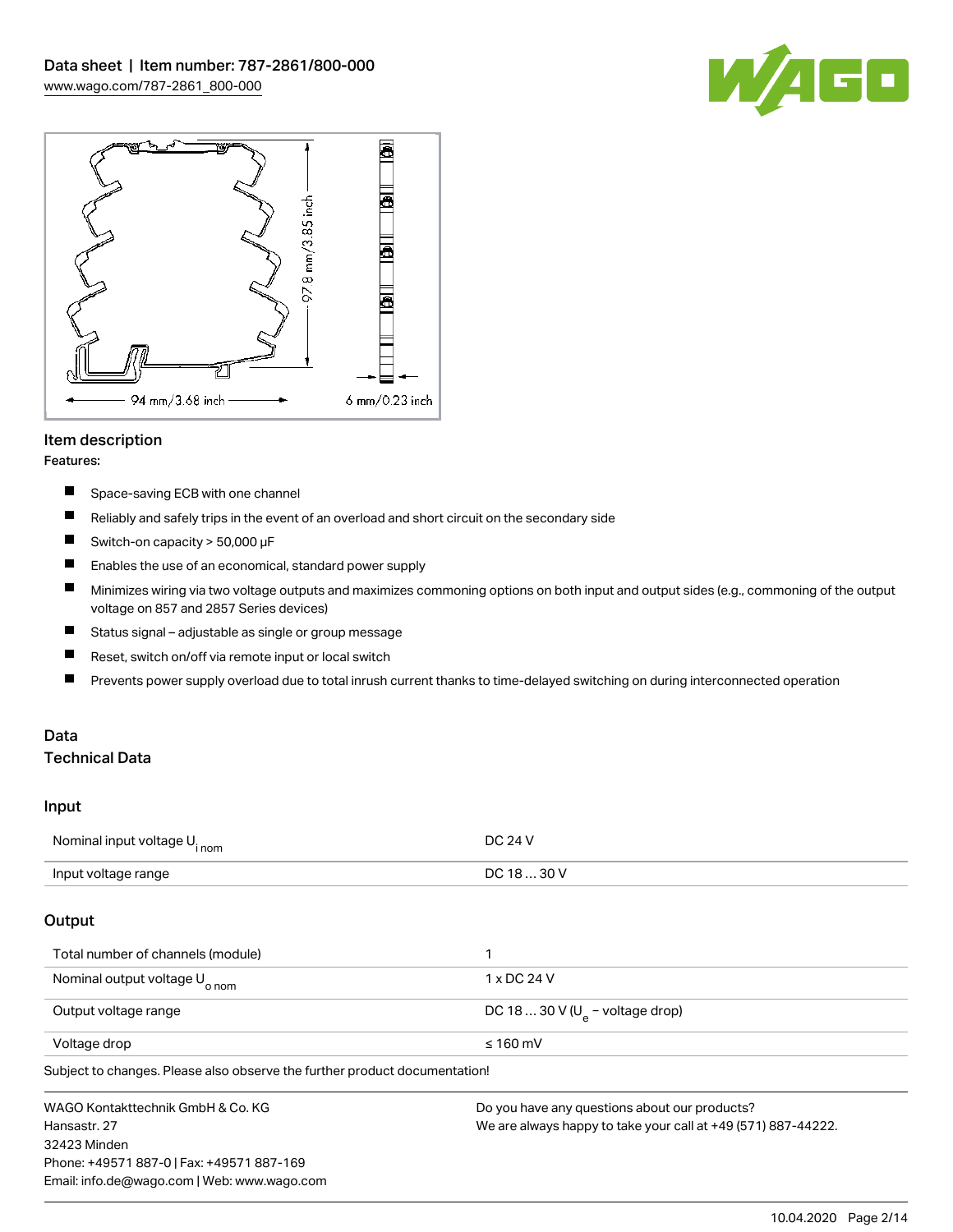## Item description

**Features:**

- Space-saving ECB with one channel
- Reliably and safely trips in the event of an overload and short circuit on the secondary side
- Switch-on capacity > 50,000 µF
- Enables the use of an economical, standard power supply
- Minimizes wiring via two voltage outputs and maximizes commoning options on both input and output sides (e.g., commoning of the output voltage on 857 and 2857 Series devices)
- Status signal – adjustable as single or group message
- Reset, switch on/off via remote input or local switch
- Prevents power supply overload due to total inrush current thanks to time-delayed switching on during interconnected operation

## Data

### Technical Data

#### Input

| | |
|---|---|
| Nominal input voltage $U_{i\,nom}$ | DC 24 V |
| Input voltage range | DC 18 … 30 V |

#### Output

| | |
|---|---|
| Total number of channels (module) | 1 |
| Nominal output voltage $U_{o\,nom}$ | 1 x DC 24 V |
| Output voltage range | DC 18 … 30 V ($U_e$ – voltage drop) |
| Voltage drop | ≤ 160 mV |

Subject to changes. Please also observe the further product documentation!

WAGO Kontakttechnik GmbH & Co. KG
Hansastr. 27
32423 Minden
Phone: +49571 887-0 | Fax: +49571 887-169
Email: info.de@wago.com | Web: www.wago.com

Do you have any questions about our products?
We are always happy to take your call at +49 (571) 887-44222.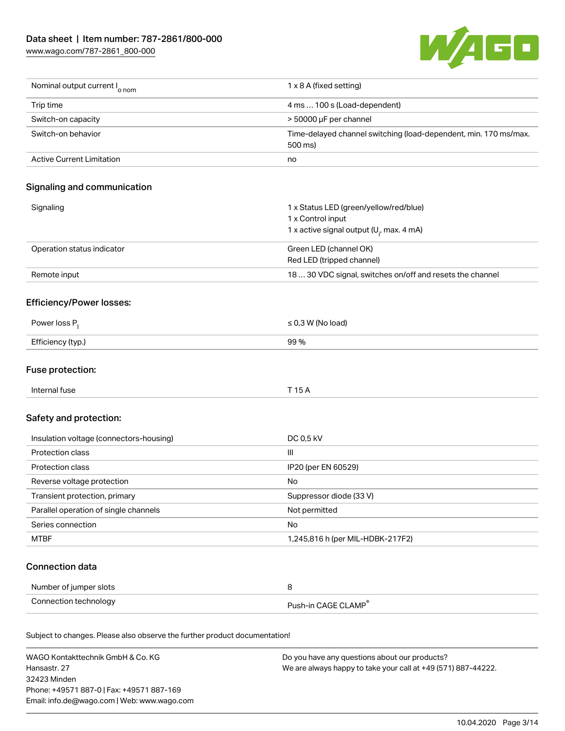| Nominal output current $I_{o\ nom}$ | 1 x 8 A (fixed setting) |
| --- | --- |
| Trip time | 4 ms … 100 s (Load-dependent) |
| Switch-on capacity | > 50000 µF per channel |
| Switch-on behavior | Time-delayed channel switching (load-dependent, min. 170 ms/max. 500 ms) |
| Active Current Limitation | no |

## Signaling and communication

| Signaling | 1 x Status LED (green/yellow/red/blue)<br>1 x Control input<br>1 x active signal output ($U_i$, max. 4 mA) |
| --- | --- |
| Operation status indicator | Green LED (channel OK)<br>Red LED (tripped channel) |
| Remote input | 18 … 30 VDC signal, switches on/off and resets the channel |

## Efficiency/Power losses:

| Power loss $P_l$ | ≤ 0,3 W (No load) |
| --- | --- |
| Efficiency (typ.) | 99 % |

## Fuse protection:

| Internal fuse | T 15 A |
| --- | --- |

## Safety and protection:

| Insulation voltage (connectors-housing) | DC 0,5 kV |
| --- | --- |
| Protection class | III |
| Protection class | IP20 (per EN 60529) |
| Reverse voltage protection | No |
| Transient protection, primary | Suppressor diode (33 V) |
| Parallel operation of single channels | Not permitted |
| Series connection | No |
| MTBF | 1,245,816 h (per MIL-HDBK-217F2) |

## Connection data

| Number of jumper slots | 8 |
| --- | --- |
| Connection technology | Push-in CAGE CLAMP® |

Subject to changes. Please also observe the further product documentation!

WAGO Kontakttechnik GmbH & Co. KG
Hansastr. 27
32423 Minden
Phone: +49571 887-0 | Fax: +49571 887-169
Email: info.de@wago.com | Web: www.wago.com

Do you have any questions about our products?
We are always happy to take your call at +49 (571) 887-44222.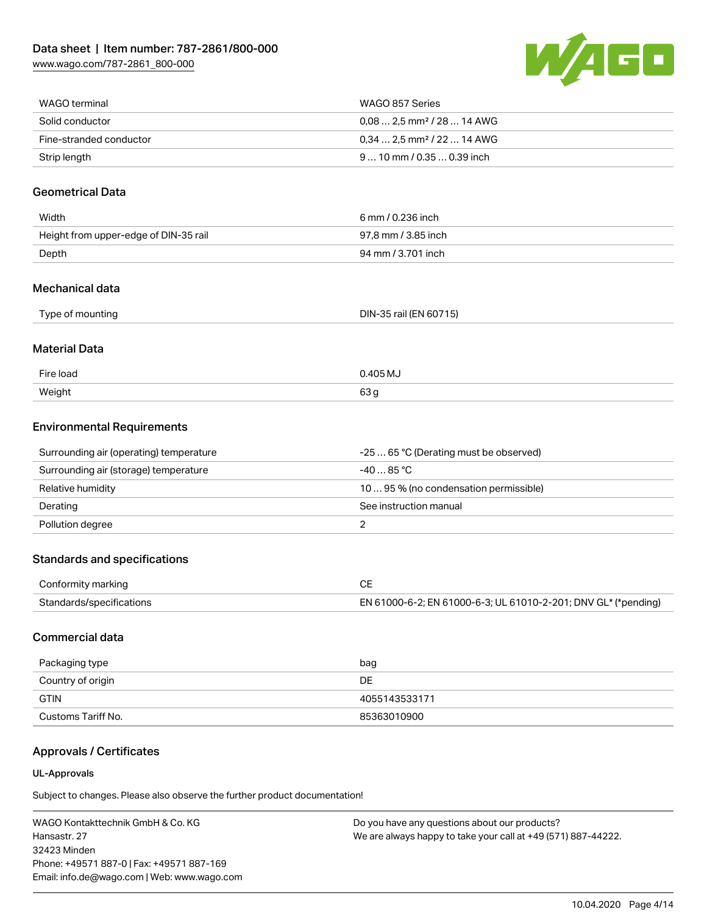| | |
|---|---|
| WAGO terminal | WAGO 857 Series |
| Solid conductor | 0,08 … 2,5 mm² / 28 … 14 AWG |
| Fine-stranded conductor | 0,34 … 2,5 mm² / 22 … 14 AWG |
| Strip length | 9 … 10 mm / 0.35 … 0.39 inch |

## Geometrical Data

| | |
|---|---|
| Width | 6 mm / 0.236 inch |
| Height from upper-edge of DIN-35 rail | 97,8 mm / 3.85 inch |
| Depth | 94 mm / 3.701 inch |

## Mechanical data

| | |
|---|---|
| Type of mounting | DIN-35 rail (EN 60715) |

## Material Data

| | |
|---|---|
| Fire load | 0.405 MJ |
| Weight | 63 g |

## Environmental Requirements

| | |
|---|---|
| Surrounding air (operating) temperature | -25 … 65 °C (Derating must be observed) |
| Surrounding air (storage) temperature | -40 … 85 °C |
| Relative humidity | 10 … 95 % (no condensation permissible) |
| Derating | See instruction manual |
| Pollution degree | 2 |

## Standards and specifications

| | |
|---|---|
| Conformity marking | CE |
| Standards/specifications | EN 61000-6-2; EN 61000-6-3; UL 61010-2-201; DNV GL* (*pending) |

## Commercial data

| | |
|---|---|
| Packaging type | bag |
| Country of origin | DE |
| GTIN | 4055143533171 |
| Customs Tariff No. | 85363010900 |

## Approvals / Certificates

### UL-Approvals

Subject to changes. Please also observe the further product documentation!

WAGO Kontakttechnik GmbH & Co. KG
Hansastr. 27
32423 Minden
Phone: +49571 887-0 | Fax: +49571 887-169
Email: info.de@wago.com | Web: www.wago.com

Do you have any questions about our products?
We are always happy to take your call at +49 (571) 887-44222.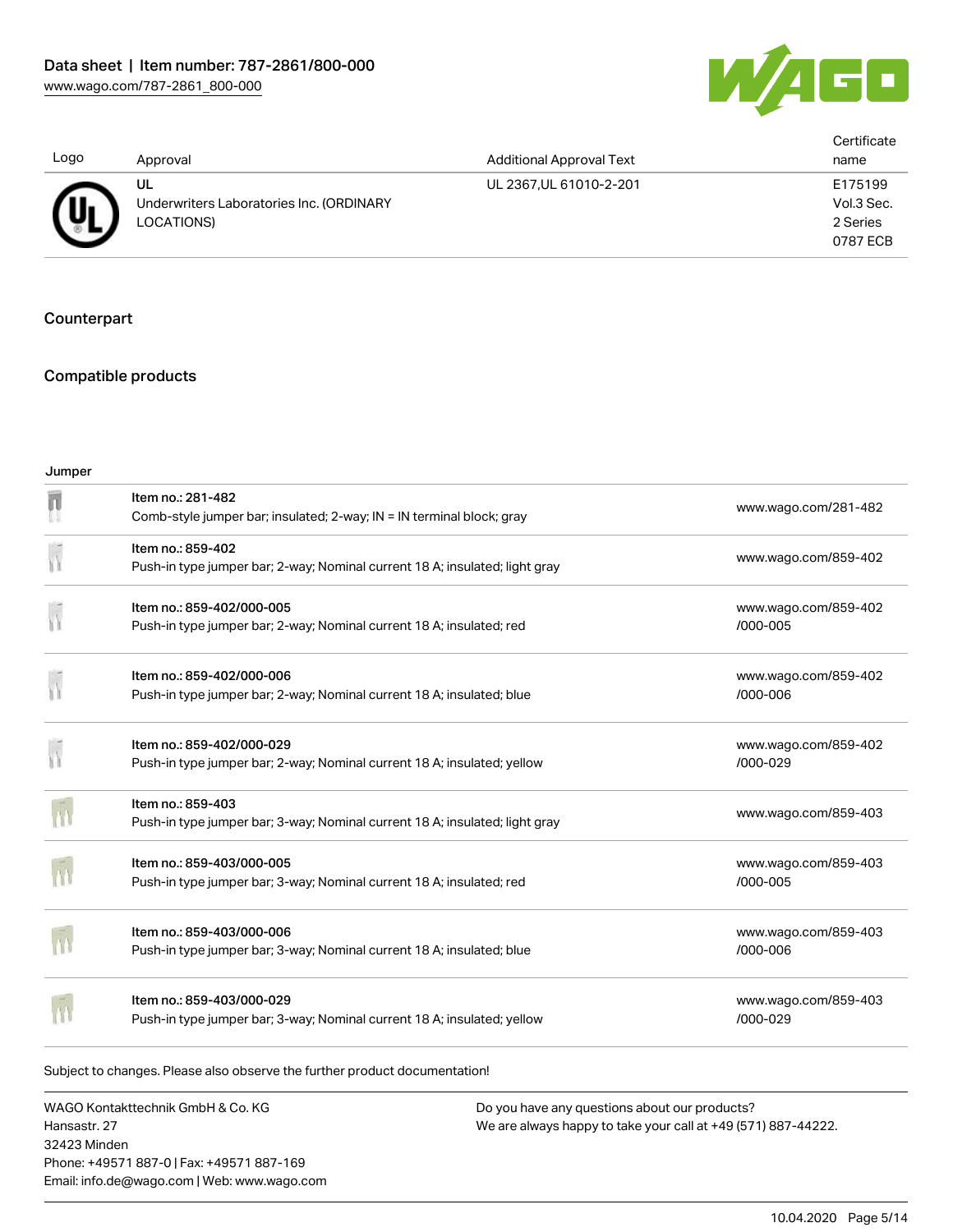| Logo | Approval | Additional Approval Text | Certificate name |
|---|---|---|---|
| | UL<br>Underwriters Laboratories Inc. (ORDINARY LOCATIONS) | UL 2367,UL 61010-2-201 | E175199 Vol.3 Sec. 2 Series 0787 ECB |

## Counterpart

## Compatible products

### Jumper

| | | |
|---|---|---|
| | Item no.: 281-482<br>Comb-style jumper bar; insulated; 2-way; IN = IN terminal block; gray | www.wago.com/281-482 |
| | Item no.: 859-402<br>Push-in type jumper bar; 2-way; Nominal current 18 A; insulated; light gray | www.wago.com/859-402 |
| | Item no.: 859-402/000-005<br>Push-in type jumper bar; 2-way; Nominal current 18 A; insulated; red | www.wago.com/859-402/000-005 |
| | Item no.: 859-402/000-006<br>Push-in type jumper bar; 2-way; Nominal current 18 A; insulated; blue | www.wago.com/859-402/000-006 |
| | Item no.: 859-402/000-029<br>Push-in type jumper bar; 2-way; Nominal current 18 A; insulated; yellow | www.wago.com/859-402/000-029 |
| | Item no.: 859-403<br>Push-in type jumper bar; 3-way; Nominal current 18 A; insulated; light gray | www.wago.com/859-403 |
| | Item no.: 859-403/000-005<br>Push-in type jumper bar; 3-way; Nominal current 18 A; insulated; red | www.wago.com/859-403/000-005 |
| | Item no.: 859-403/000-006<br>Push-in type jumper bar; 3-way; Nominal current 18 A; insulated; blue | www.wago.com/859-403/000-006 |
| | Item no.: 859-403/000-029<br>Push-in type jumper bar; 3-way; Nominal current 18 A; insulated; yellow | www.wago.com/859-403/000-029 |

Subject to changes. Please also observe the further product documentation!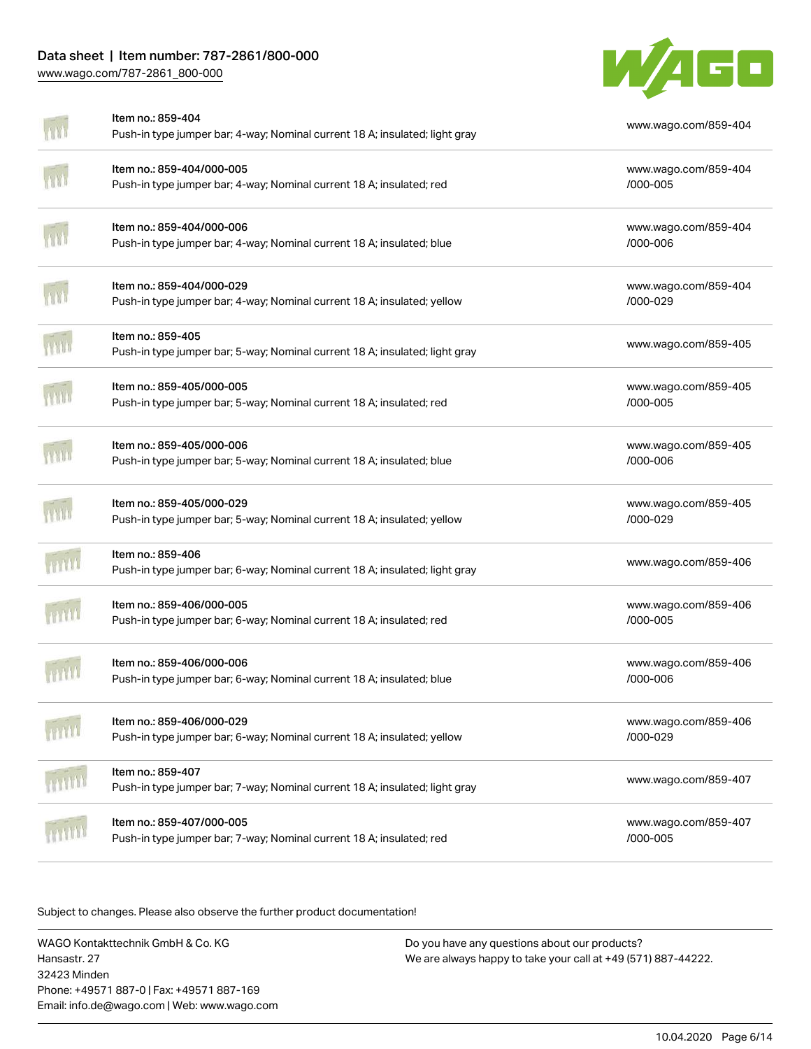| Item | URL |
| --- | --- |
| Item no.: 859-404<br>Push-in type jumper bar; 4-way; Nominal current 18 A; insulated; light gray | www.wago.com/859-404 |
| Item no.: 859-404/000-005<br>Push-in type jumper bar; 4-way; Nominal current 18 A; insulated; red | www.wago.com/859-404/000-005 |
| Item no.: 859-404/000-006<br>Push-in type jumper bar; 4-way; Nominal current 18 A; insulated; blue | www.wago.com/859-404/000-006 |
| Item no.: 859-404/000-029<br>Push-in type jumper bar; 4-way; Nominal current 18 A; insulated; yellow | www.wago.com/859-404/000-029 |
| Item no.: 859-405<br>Push-in type jumper bar; 5-way; Nominal current 18 A; insulated; light gray | www.wago.com/859-405 |
| Item no.: 859-405/000-005<br>Push-in type jumper bar; 5-way; Nominal current 18 A; insulated; red | www.wago.com/859-405/000-005 |
| Item no.: 859-405/000-006<br>Push-in type jumper bar; 5-way; Nominal current 18 A; insulated; blue | www.wago.com/859-405/000-006 |
| Item no.: 859-405/000-029<br>Push-in type jumper bar; 5-way; Nominal current 18 A; insulated; yellow | www.wago.com/859-405/000-029 |
| Item no.: 859-406<br>Push-in type jumper bar; 6-way; Nominal current 18 A; insulated; light gray | www.wago.com/859-406 |
| Item no.: 859-406/000-005<br>Push-in type jumper bar; 6-way; Nominal current 18 A; insulated; red | www.wago.com/859-406/000-005 |
| Item no.: 859-406/000-006<br>Push-in type jumper bar; 6-way; Nominal current 18 A; insulated; blue | www.wago.com/859-406/000-006 |
| Item no.: 859-406/000-029<br>Push-in type jumper bar; 6-way; Nominal current 18 A; insulated; yellow | www.wago.com/859-406/000-029 |
| Item no.: 859-407<br>Push-in type jumper bar; 7-way; Nominal current 18 A; insulated; light gray | www.wago.com/859-407 |
| Item no.: 859-407/000-005<br>Push-in type jumper bar; 7-way; Nominal current 18 A; insulated; red | www.wago.com/859-407/000-005 |

Subject to changes. Please also observe the further product documentation!

WAGO Kontakttechnik GmbH & Co. KG
Hansastr. 27
32423 Minden
Phone: +49571 887-0 | Fax: +49571 887-169
Email: info.de@wago.com | Web: www.wago.com

Do you have any questions about our products?
We are always happy to take your call at +49 (571) 887-44222.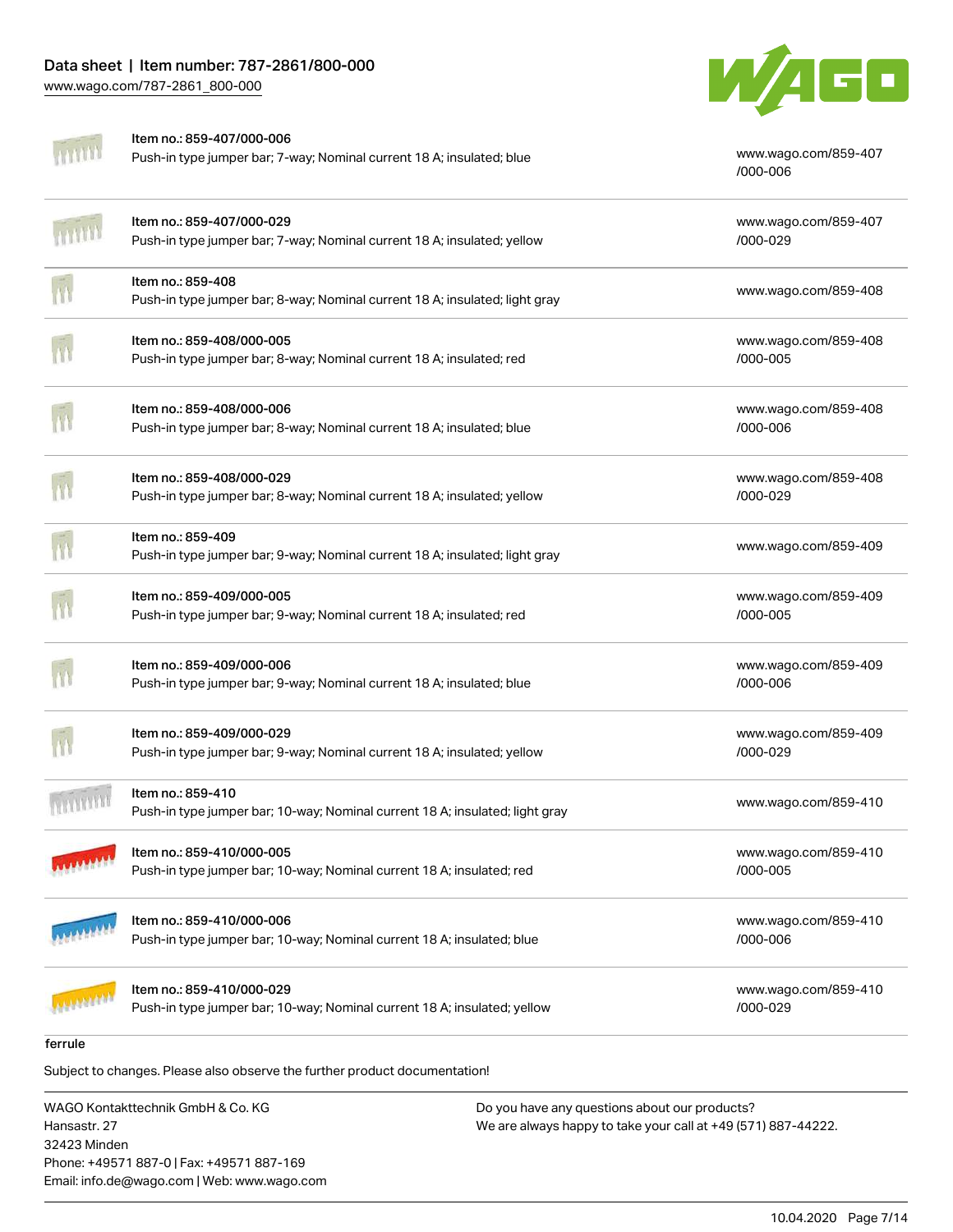| Item | Description | Link |
|---|---|---|
| Item no.: 859-407/000-006 | Push-in type jumper bar; 7-way; Nominal current 18 A; insulated; blue | www.wago.com/859-407/000-006 |
| Item no.: 859-407/000-029 | Push-in type jumper bar; 7-way; Nominal current 18 A; insulated; yellow | www.wago.com/859-407/000-029 |
| Item no.: 859-408 | Push-in type jumper bar; 8-way; Nominal current 18 A; insulated; light gray | www.wago.com/859-408 |
| Item no.: 859-408/000-005 | Push-in type jumper bar; 8-way; Nominal current 18 A; insulated; red | www.wago.com/859-408/000-005 |
| Item no.: 859-408/000-006 | Push-in type jumper bar; 8-way; Nominal current 18 A; insulated; blue | www.wago.com/859-408/000-006 |
| Item no.: 859-408/000-029 | Push-in type jumper bar; 8-way; Nominal current 18 A; insulated; yellow | www.wago.com/859-408/000-029 |
| Item no.: 859-409 | Push-in type jumper bar; 9-way; Nominal current 18 A; insulated; light gray | www.wago.com/859-409 |
| Item no.: 859-409/000-005 | Push-in type jumper bar; 9-way; Nominal current 18 A; insulated; red | www.wago.com/859-409/000-005 |
| Item no.: 859-409/000-006 | Push-in type jumper bar; 9-way; Nominal current 18 A; insulated; blue | www.wago.com/859-409/000-006 |
| Item no.: 859-409/000-029 | Push-in type jumper bar; 9-way; Nominal current 18 A; insulated; yellow | www.wago.com/859-409/000-029 |
| Item no.: 859-410 | Push-in type jumper bar; 10-way; Nominal current 18 A; insulated; light gray | www.wago.com/859-410 |
| Item no.: 859-410/000-005 | Push-in type jumper bar; 10-way; Nominal current 18 A; insulated; red | www.wago.com/859-410/000-005 |
| Item no.: 859-410/000-006 | Push-in type jumper bar; 10-way; Nominal current 18 A; insulated; blue | www.wago.com/859-410/000-006 |
| Item no.: 859-410/000-029 | Push-in type jumper bar; 10-way; Nominal current 18 A; insulated; yellow | www.wago.com/859-410/000-029 |

ferrule

Subject to changes. Please also observe the further product documentation!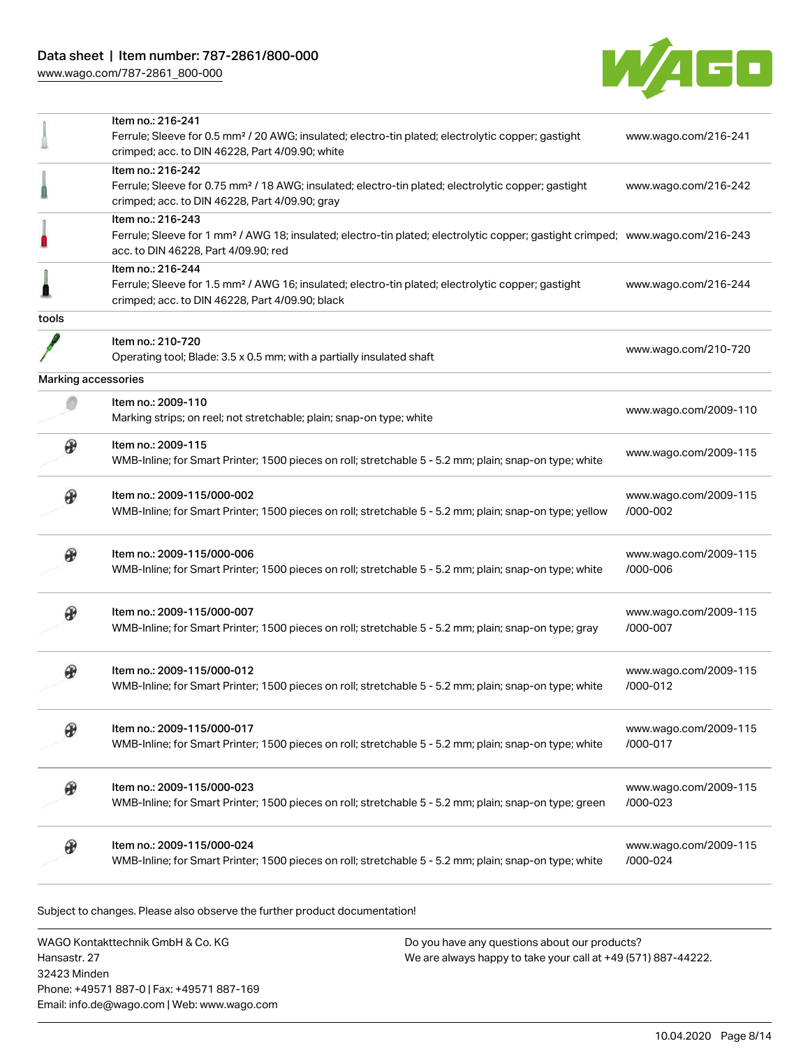| Item | Description | Link |
| --- | --- | --- |
| Item no.: 216-241 | Ferrule; Sleeve for 0.5 mm² / 20 AWG; insulated; electro-tin plated; electrolytic copper; gastight crimped; acc. to DIN 46228, Part 4/09.90; white | www.wago.com/216-241 |
| Item no.: 216-242 | Ferrule; Sleeve for 0.75 mm² / 18 AWG; insulated; electro-tin plated; electrolytic copper; gastight crimped; acc. to DIN 46228, Part 4/09.90; gray | www.wago.com/216-242 |
| Item no.: 216-243 | Ferrule; Sleeve for 1 mm² / AWG 18; insulated; electro-tin plated; electrolytic copper; gastight crimped; acc. to DIN 46228, Part 4/09.90; red | www.wago.com/216-243 |
| Item no.: 216-244 | Ferrule; Sleeve for 1.5 mm² / AWG 16; insulated; electro-tin plated; electrolytic copper; gastight crimped; acc. to DIN 46228, Part 4/09.90; black | www.wago.com/216-244 |

**tools**

| Item | Description | Link |
| --- | --- | --- |
| Item no.: 210-720 | Operating tool; Blade: 3.5 x 0.5 mm; with a partially insulated shaft | www.wago.com/210-720 |

**Marking accessories**

| Item | Description | Link |
| --- | --- | --- |
| Item no.: 2009-110 | Marking strips; on reel; not stretchable; plain; snap-on type; white | www.wago.com/2009-110 |
| Item no.: 2009-115 | WMB-Inline; for Smart Printer; 1500 pieces on roll; stretchable 5 - 5.2 mm; plain; snap-on type; white | www.wago.com/2009-115 |
| Item no.: 2009-115/000-002 | WMB-Inline; for Smart Printer; 1500 pieces on roll; stretchable 5 - 5.2 mm; plain; snap-on type; yellow | www.wago.com/2009-115/000-002 |
| Item no.: 2009-115/000-006 | WMB-Inline; for Smart Printer; 1500 pieces on roll; stretchable 5 - 5.2 mm; plain; snap-on type; white | www.wago.com/2009-115/000-006 |
| Item no.: 2009-115/000-007 | WMB-Inline; for Smart Printer; 1500 pieces on roll; stretchable 5 - 5.2 mm; plain; snap-on type; gray | www.wago.com/2009-115/000-007 |
| Item no.: 2009-115/000-012 | WMB-Inline; for Smart Printer; 1500 pieces on roll; stretchable 5 - 5.2 mm; plain; snap-on type; white | www.wago.com/2009-115/000-012 |
| Item no.: 2009-115/000-017 | WMB-Inline; for Smart Printer; 1500 pieces on roll; stretchable 5 - 5.2 mm; plain; snap-on type; white | www.wago.com/2009-115/000-017 |
| Item no.: 2009-115/000-023 | WMB-Inline; for Smart Printer; 1500 pieces on roll; stretchable 5 - 5.2 mm; plain; snap-on type; green | www.wago.com/2009-115/000-023 |
| Item no.: 2009-115/000-024 | WMB-Inline; for Smart Printer; 1500 pieces on roll; stretchable 5 - 5.2 mm; plain; snap-on type; white | www.wago.com/2009-115/000-024 |

Subject to changes. Please also observe the further product documentation!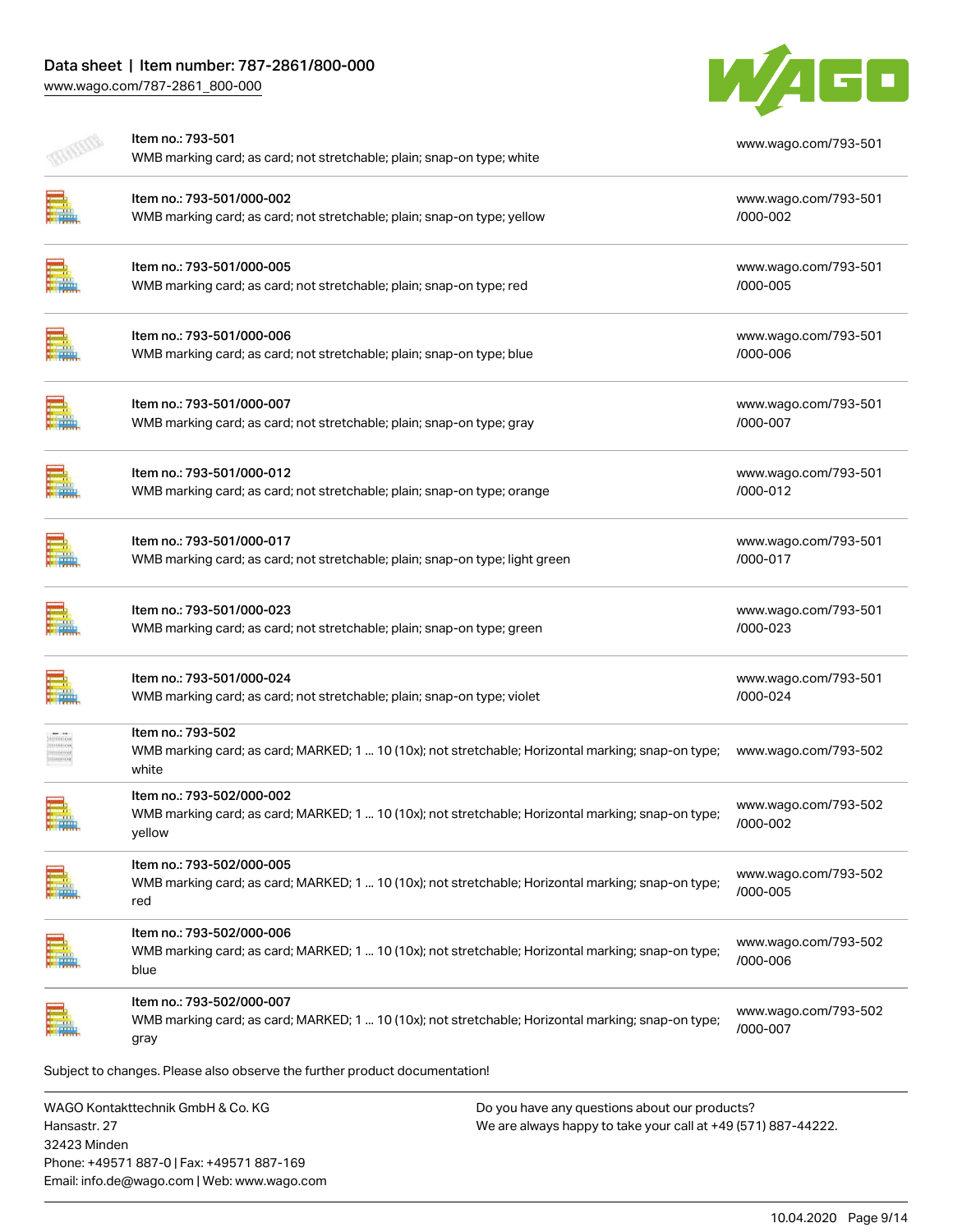| Item no. | Description | Link |
| --- | --- | --- |
| Item no.: 793-501 | WMB marking card; as card; not stretchable; plain; snap-on type; white | www.wago.com/793-501 |
| Item no.: 793-501/000-002 | WMB marking card; as card; not stretchable; plain; snap-on type; yellow | www.wago.com/793-501/000-002 |
| Item no.: 793-501/000-005 | WMB marking card; as card; not stretchable; plain; snap-on type; red | www.wago.com/793-501/000-005 |
| Item no.: 793-501/000-006 | WMB marking card; as card; not stretchable; plain; snap-on type; blue | www.wago.com/793-501/000-006 |
| Item no.: 793-501/000-007 | WMB marking card; as card; not stretchable; plain; snap-on type; gray | www.wago.com/793-501/000-007 |
| Item no.: 793-501/000-012 | WMB marking card; as card; not stretchable; plain; snap-on type; orange | www.wago.com/793-501/000-012 |
| Item no.: 793-501/000-017 | WMB marking card; as card; not stretchable; plain; snap-on type; light green | www.wago.com/793-501/000-017 |
| Item no.: 793-501/000-023 | WMB marking card; as card; not stretchable; plain; snap-on type; green | www.wago.com/793-501/000-023 |
| Item no.: 793-501/000-024 | WMB marking card; as card; not stretchable; plain; snap-on type; violet | www.wago.com/793-501/000-024 |
| Item no.: 793-502 | WMB marking card; as card; MARKED; 1 ... 10 (10x); not stretchable; Horizontal marking; snap-on type; white | www.wago.com/793-502 |
| Item no.: 793-502/000-002 | WMB marking card; as card; MARKED; 1 ... 10 (10x); not stretchable; Horizontal marking; snap-on type; yellow | www.wago.com/793-502/000-002 |
| Item no.: 793-502/000-005 | WMB marking card; as card; MARKED; 1 ... 10 (10x); not stretchable; Horizontal marking; snap-on type; red | www.wago.com/793-502/000-005 |
| Item no.: 793-502/000-006 | WMB marking card; as card; MARKED; 1 ... 10 (10x); not stretchable; Horizontal marking; snap-on type; blue | www.wago.com/793-502/000-006 |
| Item no.: 793-502/000-007 | WMB marking card; as card; MARKED; 1 ... 10 (10x); not stretchable; Horizontal marking; snap-on type; gray | www.wago.com/793-502/000-007 |

Subject to changes. Please also observe the further product documentation!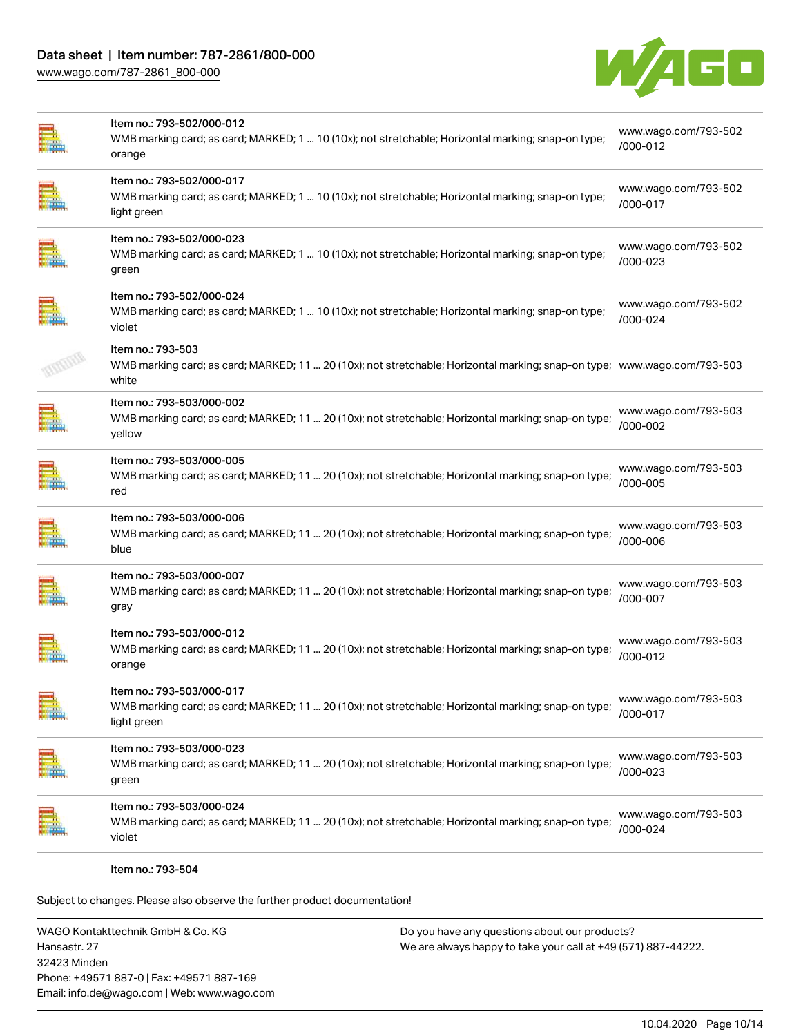| | | |
|---|---|---|
| | Item no.: 793-502/000-012<br>WMB marking card; as card; MARKED; 1 ... 10 (10x); not stretchable; Horizontal marking; snap-on type; orange | www.wago.com/793-502/000-012 |
| | Item no.: 793-502/000-017<br>WMB marking card; as card; MARKED; 1 ... 10 (10x); not stretchable; Horizontal marking; snap-on type; light green | www.wago.com/793-502/000-017 |
| | Item no.: 793-502/000-023<br>WMB marking card; as card; MARKED; 1 ... 10 (10x); not stretchable; Horizontal marking; snap-on type; green | www.wago.com/793-502/000-023 |
| | Item no.: 793-502/000-024<br>WMB marking card; as card; MARKED; 1 ... 10 (10x); not stretchable; Horizontal marking; snap-on type; violet | www.wago.com/793-502/000-024 |
| | Item no.: 793-503<br>WMB marking card; as card; MARKED; 11 ... 20 (10x); not stretchable; Horizontal marking; snap-on type; white | www.wago.com/793-503 |
| | Item no.: 793-503/000-002<br>WMB marking card; as card; MARKED; 11 ... 20 (10x); not stretchable; Horizontal marking; snap-on type; yellow | www.wago.com/793-503/000-002 |
| | Item no.: 793-503/000-005<br>WMB marking card; as card; MARKED; 11 ... 20 (10x); not stretchable; Horizontal marking; snap-on type; red | www.wago.com/793-503/000-005 |
| | Item no.: 793-503/000-006<br>WMB marking card; as card; MARKED; 11 ... 20 (10x); not stretchable; Horizontal marking; snap-on type; blue | www.wago.com/793-503/000-006 |
| | Item no.: 793-503/000-007<br>WMB marking card; as card; MARKED; 11 ... 20 (10x); not stretchable; Horizontal marking; snap-on type; gray | www.wago.com/793-503/000-007 |
| | Item no.: 793-503/000-012<br>WMB marking card; as card; MARKED; 11 ... 20 (10x); not stretchable; Horizontal marking; snap-on type; orange | www.wago.com/793-503/000-012 |
| | Item no.: 793-503/000-017<br>WMB marking card; as card; MARKED; 11 ... 20 (10x); not stretchable; Horizontal marking; snap-on type; light green | www.wago.com/793-503/000-017 |
| | Item no.: 793-503/000-023<br>WMB marking card; as card; MARKED; 11 ... 20 (10x); not stretchable; Horizontal marking; snap-on type; green | www.wago.com/793-503/000-023 |
| | Item no.: 793-503/000-024<br>WMB marking card; as card; MARKED; 11 ... 20 (10x); not stretchable; Horizontal marking; snap-on type; violet | www.wago.com/793-503/000-024 |

Item no.: 793-504

Subject to changes. Please also observe the further product documentation!

WAGO Kontakttechnik GmbH & Co. KG
Hansastr. 27
32423 Minden
Phone: +49571 887-0 | Fax: +49571 887-169
Email: info.de@wago.com | Web: www.wago.com

Do you have any questions about our products?
We are always happy to take your call at +49 (571) 887-44222.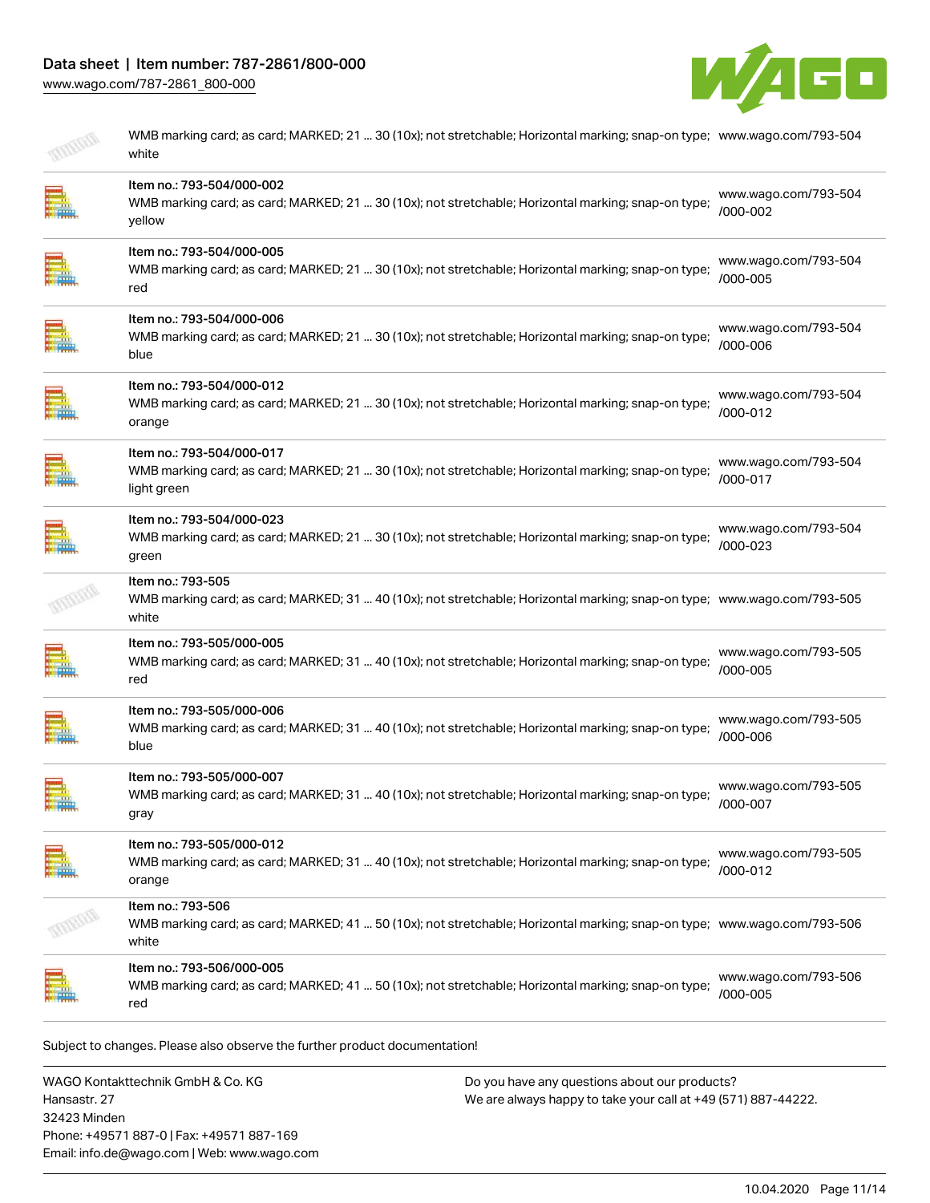| | |
|---|---|
| WMB marking card; as card; MARKED; 21 ... 30 (10x); not stretchable; Horizontal marking; snap-on type; white | www.wago.com/793-504 |
| Item no.: 793-504/000-002<br>WMB marking card; as card; MARKED; 21 ... 30 (10x); not stretchable; Horizontal marking; snap-on type; yellow | www.wago.com/793-504/000-002 |
| Item no.: 793-504/000-005<br>WMB marking card; as card; MARKED; 21 ... 30 (10x); not stretchable; Horizontal marking; snap-on type; red | www.wago.com/793-504/000-005 |
| Item no.: 793-504/000-006<br>WMB marking card; as card; MARKED; 21 ... 30 (10x); not stretchable; Horizontal marking; snap-on type; blue | www.wago.com/793-504/000-006 |
| Item no.: 793-504/000-012<br>WMB marking card; as card; MARKED; 21 ... 30 (10x); not stretchable; Horizontal marking; snap-on type; orange | www.wago.com/793-504/000-012 |
| Item no.: 793-504/000-017<br>WMB marking card; as card; MARKED; 21 ... 30 (10x); not stretchable; Horizontal marking; snap-on type; light green | www.wago.com/793-504/000-017 |
| Item no.: 793-504/000-023<br>WMB marking card; as card; MARKED; 21 ... 30 (10x); not stretchable; Horizontal marking; snap-on type; green | www.wago.com/793-504/000-023 |
| Item no.: 793-505<br>WMB marking card; as card; MARKED; 31 ... 40 (10x); not stretchable; Horizontal marking; snap-on type; white | www.wago.com/793-505 |
| Item no.: 793-505/000-005<br>WMB marking card; as card; MARKED; 31 ... 40 (10x); not stretchable; Horizontal marking; snap-on type; red | www.wago.com/793-505/000-005 |
| Item no.: 793-505/000-006<br>WMB marking card; as card; MARKED; 31 ... 40 (10x); not stretchable; Horizontal marking; snap-on type; blue | www.wago.com/793-505/000-006 |
| Item no.: 793-505/000-007<br>WMB marking card; as card; MARKED; 31 ... 40 (10x); not stretchable; Horizontal marking; snap-on type; gray | www.wago.com/793-505/000-007 |
| Item no.: 793-505/000-012<br>WMB marking card; as card; MARKED; 31 ... 40 (10x); not stretchable; Horizontal marking; snap-on type; orange | www.wago.com/793-505/000-012 |
| Item no.: 793-506<br>WMB marking card; as card; MARKED; 41 ... 50 (10x); not stretchable; Horizontal marking; snap-on type; white | www.wago.com/793-506 |
| Item no.: 793-506/000-005<br>WMB marking card; as card; MARKED; 41 ... 50 (10x); not stretchable; Horizontal marking; snap-on type; red | www.wago.com/793-506/000-005 |

Subject to changes. Please also observe the further product documentation!

WAGO Kontakttechnik GmbH & Co. KG
Hansastr. 27
32423 Minden
Phone: +49571 887-0 | Fax: +49571 887-169
Email: info.de@wago.com | Web: www.wago.com

Do you have any questions about our products?
We are always happy to take your call at +49 (571) 887-44222.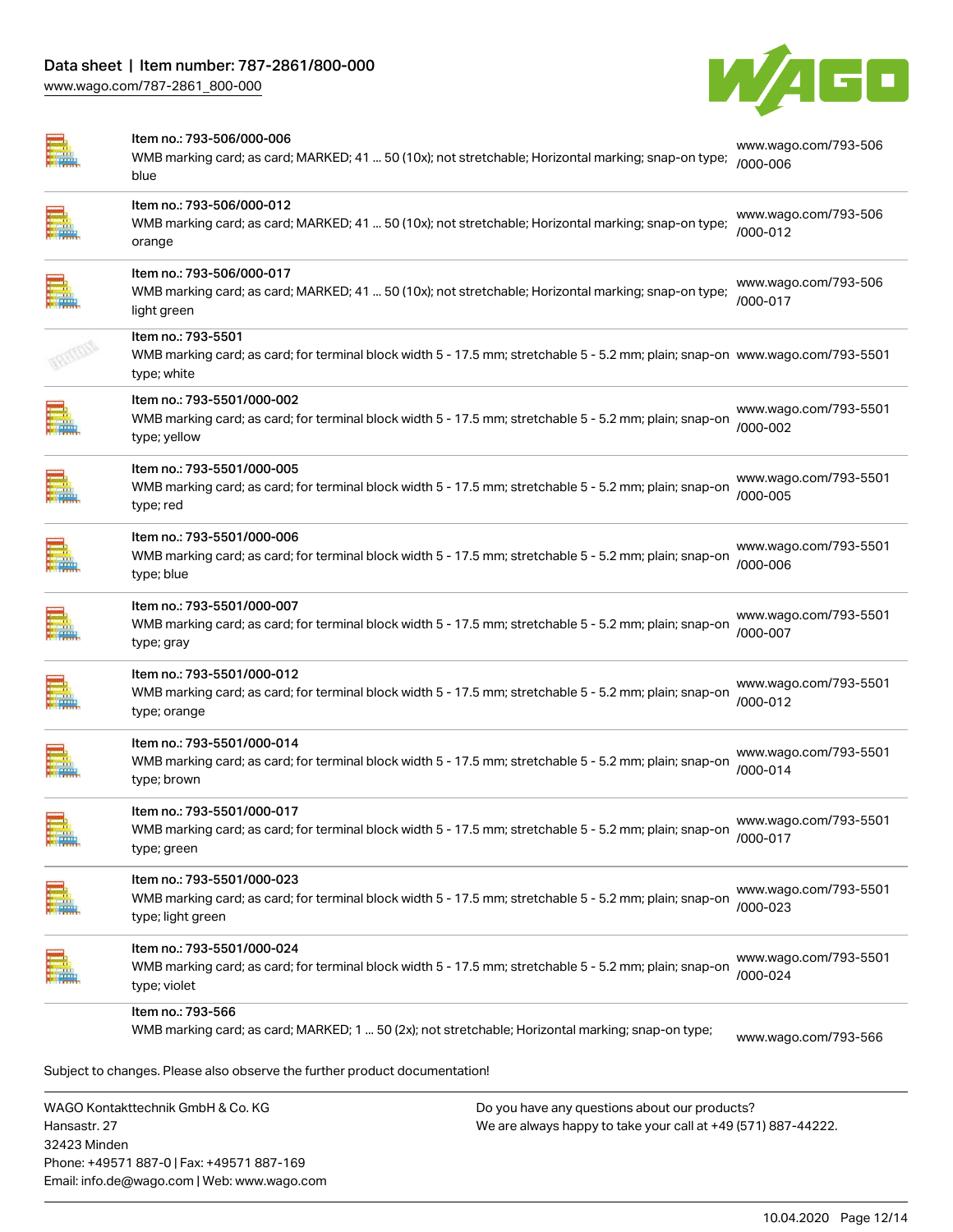| | | |
|---|---|---|
| | Item no.: 793-506/000-006<br>WMB marking card; as card; MARKED; 41 ... 50 (10x); not stretchable; Horizontal marking; snap-on type; blue | www.wago.com/793-506/000-006 |
| | Item no.: 793-506/000-012<br>WMB marking card; as card; MARKED; 41 ... 50 (10x); not stretchable; Horizontal marking; snap-on type; orange | www.wago.com/793-506/000-012 |
| | Item no.: 793-506/000-017<br>WMB marking card; as card; MARKED; 41 ... 50 (10x); not stretchable; Horizontal marking; snap-on type; light green | www.wago.com/793-506/000-017 |
| | Item no.: 793-5501<br>WMB marking card; as card; for terminal block width 5 - 17.5 mm; stretchable 5 - 5.2 mm; plain; snap-on type; white | www.wago.com/793-5501 |
| | Item no.: 793-5501/000-002<br>WMB marking card; as card; for terminal block width 5 - 17.5 mm; stretchable 5 - 5.2 mm; plain; snap-on type; yellow | www.wago.com/793-5501/000-002 |
| | Item no.: 793-5501/000-005<br>WMB marking card; as card; for terminal block width 5 - 17.5 mm; stretchable 5 - 5.2 mm; plain; snap-on type; red | www.wago.com/793-5501/000-005 |
| | Item no.: 793-5501/000-006<br>WMB marking card; as card; for terminal block width 5 - 17.5 mm; stretchable 5 - 5.2 mm; plain; snap-on type; blue | www.wago.com/793-5501/000-006 |
| | Item no.: 793-5501/000-007<br>WMB marking card; as card; for terminal block width 5 - 17.5 mm; stretchable 5 - 5.2 mm; plain; snap-on type; gray | www.wago.com/793-5501/000-007 |
| | Item no.: 793-5501/000-012<br>WMB marking card; as card; for terminal block width 5 - 17.5 mm; stretchable 5 - 5.2 mm; plain; snap-on type; orange | www.wago.com/793-5501/000-012 |
| | Item no.: 793-5501/000-014<br>WMB marking card; as card; for terminal block width 5 - 17.5 mm; stretchable 5 - 5.2 mm; plain; snap-on type; brown | www.wago.com/793-5501/000-014 |
| | Item no.: 793-5501/000-017<br>WMB marking card; as card; for terminal block width 5 - 17.5 mm; stretchable 5 - 5.2 mm; plain; snap-on type; green | www.wago.com/793-5501/000-017 |
| | Item no.: 793-5501/000-023<br>WMB marking card; as card; for terminal block width 5 - 17.5 mm; stretchable 5 - 5.2 mm; plain; snap-on type; light green | www.wago.com/793-5501/000-023 |
| | Item no.: 793-5501/000-024<br>WMB marking card; as card; for terminal block width 5 - 17.5 mm; stretchable 5 - 5.2 mm; plain; snap-on type; violet | www.wago.com/793-5501/000-024 |
| | Item no.: 793-566<br>WMB marking card; as card; MARKED; 1 ... 50 (2x); not stretchable; Horizontal marking; snap-on type; | www.wago.com/793-566 |

Subject to changes. Please also observe the further product documentation!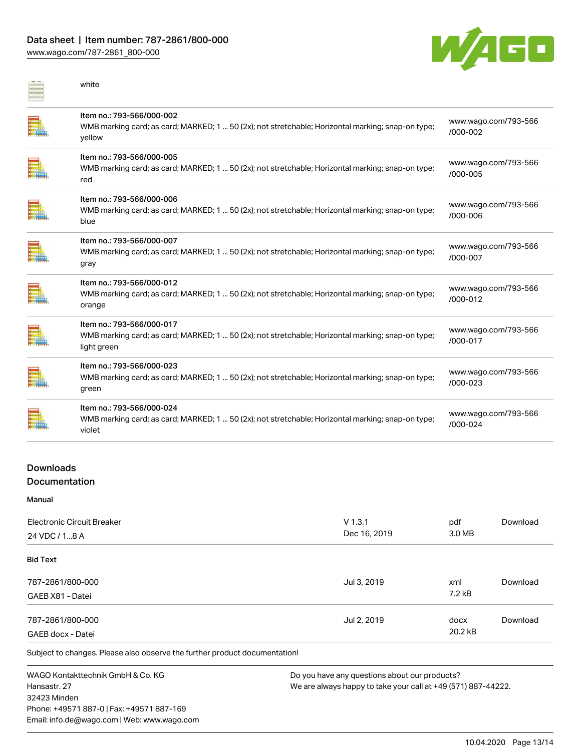white

| Item | Link |
|---|---|
| Item no.: 793-566/000-002<br>WMB marking card; as card; MARKED; 1 ... 50 (2x); not stretchable; Horizontal marking; snap-on type; yellow | www.wago.com/793-566/000-002 |
| Item no.: 793-566/000-005<br>WMB marking card; as card; MARKED; 1 ... 50 (2x); not stretchable; Horizontal marking; snap-on type; red | www.wago.com/793-566/000-005 |
| Item no.: 793-566/000-006<br>WMB marking card; as card; MARKED; 1 ... 50 (2x); not stretchable; Horizontal marking; snap-on type; blue | www.wago.com/793-566/000-006 |
| Item no.: 793-566/000-007<br>WMB marking card; as card; MARKED; 1 ... 50 (2x); not stretchable; Horizontal marking; snap-on type; gray | www.wago.com/793-566/000-007 |
| Item no.: 793-566/000-012<br>WMB marking card; as card; MARKED; 1 ... 50 (2x); not stretchable; Horizontal marking; snap-on type; orange | www.wago.com/793-566/000-012 |
| Item no.: 793-566/000-017<br>WMB marking card; as card; MARKED; 1 ... 50 (2x); not stretchable; Horizontal marking; snap-on type; light green | www.wago.com/793-566/000-017 |
| Item no.: 793-566/000-023<br>WMB marking card; as card; MARKED; 1 ... 50 (2x); not stretchable; Horizontal marking; snap-on type; green | www.wago.com/793-566/000-023 |
| Item no.: 793-566/000-024<br>WMB marking card; as card; MARKED; 1 ... 50 (2x); not stretchable; Horizontal marking; snap-on type; violet | www.wago.com/793-566/000-024 |

## Downloads

## Documentation

### Manual

| | | | |
|---|---|---|---|
| Electronic Circuit Breaker<br>24 VDC / 1…8 A | V 1.3.1<br>Dec 16, 2019 | pdf<br>3.0 MB | Download |

### Bid Text

| | | | |
|---|---|---|---|
| 787-2861/800-000<br>GAEB X81 - Datei | Jul 3, 2019 | xml<br>7.2 kB | Download |
| 787-2861/800-000<br>GAEB docx - Datei | Jul 2, 2019 | docx<br>20.2 kB | Download |

Subject to changes. Please also observe the further product documentation!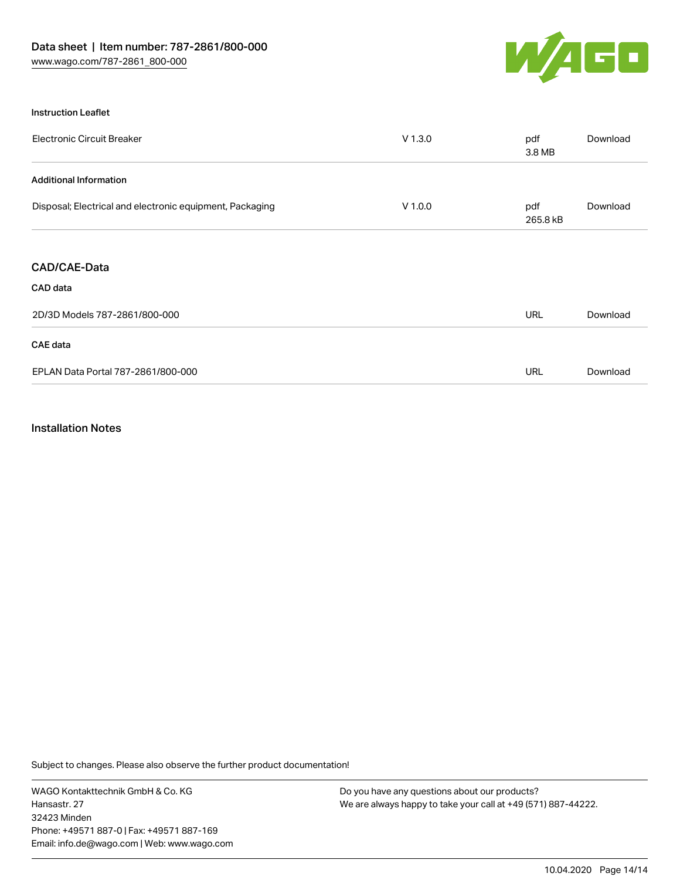### Instruction Leaflet

| | | | |
|---|---|---|---|
| Electronic Circuit Breaker | V 1.3.0 | pdf<br>3.8 MB | Download |

### Additional Information

| | | | |
|---|---|---|---|
| Disposal; Electrical and electronic equipment, Packaging | V 1.0.0 | pdf<br>265.8 kB | Download |

## CAD/CAE-Data

### CAD data

| | | |
|---|---|---|
| 2D/3D Models 787-2861/800-000 | URL | Download |

### CAE data

| | | |
|---|---|---|
| EPLAN Data Portal 787-2861/800-000 | URL | Download |

## Installation Notes

Subject to changes. Please also observe the further product documentation!

WAGO Kontakttechnik GmbH & Co. KG
Hansastr. 27
32423 Minden
Phone: +49571 887-0 | Fax: +49571 887-169
Email: info.de@wago.com | Web: www.wago.com

Do you have any questions about our products?
We are always happy to take your call at +49 (571) 887-44222.

10.04.2020